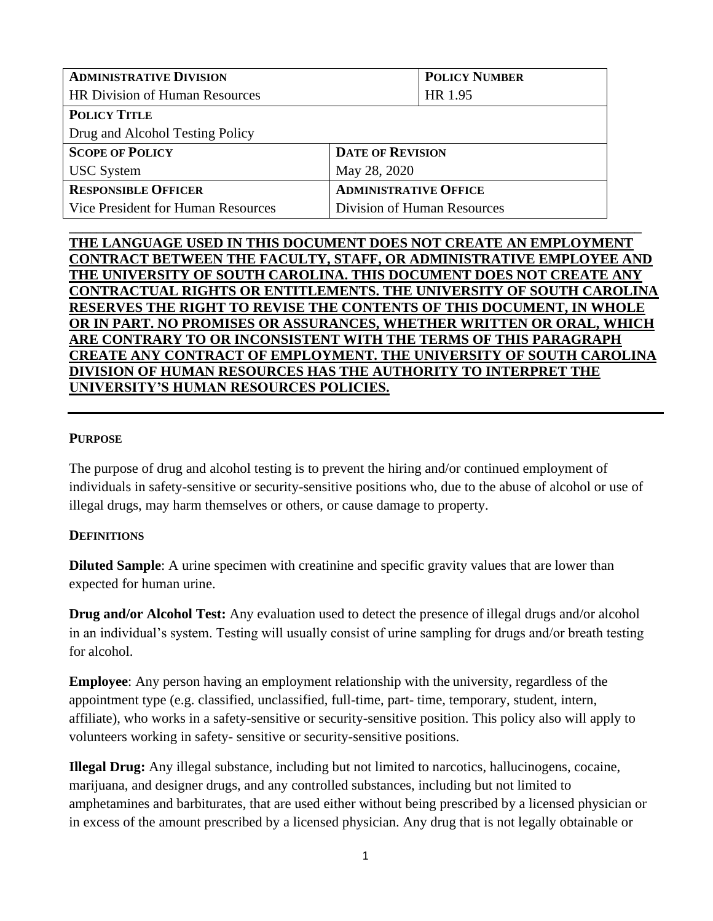| **ADMINISTRATIVE DIVISION** | | **POLICY NUMBER** |
|---|---|---|
| HR Division of Human Resources | | HR 1.95 |
| **POLICY TITLE** | | |
| Drug and Alcohol Testing Policy | | |
| **SCOPE OF POLICY** | **DATE OF REVISION** | |
| USC System | May 28, 2020 | |
| **RESPONSIBLE OFFICER** | **ADMINISTRATIVE OFFICE** | |
| Vice President for Human Resources | Division of Human Resources | |

**THE LANGUAGE USED IN THIS DOCUMENT DOES NOT CREATE AN EMPLOYMENT CONTRACT BETWEEN THE FACULTY, STAFF, OR ADMINISTRATIVE EMPLOYEE AND THE UNIVERSITY OF SOUTH CAROLINA. THIS DOCUMENT DOES NOT CREATE ANY CONTRACTUAL RIGHTS OR ENTITLEMENTS. THE UNIVERSITY OF SOUTH CAROLINA RESERVES THE RIGHT TO REVISE THE CONTENTS OF THIS DOCUMENT, IN WHOLE OR IN PART. NO PROMISES OR ASSURANCES, WHETHER WRITTEN OR ORAL, WHICH ARE CONTRARY TO OR INCONSISTENT WITH THE TERMS OF THIS PARAGRAPH CREATE ANY CONTRACT OF EMPLOYMENT. THE UNIVERSITY OF SOUTH CAROLINA DIVISION OF HUMAN RESOURCES HAS THE AUTHORITY TO INTERPRET THE UNIVERSITY'S HUMAN RESOURCES POLICIES.**

## PURPOSE

The purpose of drug and alcohol testing is to prevent the hiring and/or continued employment of individuals in safety-sensitive or security-sensitive positions who, due to the abuse of alcohol or use of illegal drugs, may harm themselves or others, or cause damage to property.

## DEFINITIONS

**Diluted Sample**: A urine specimen with creatinine and specific gravity values that are lower than expected for human urine.

**Drug and/or Alcohol Test:** Any evaluation used to detect the presence of illegal drugs and/or alcohol in an individual's system. Testing will usually consist of urine sampling for drugs and/or breath testing for alcohol.

**Employee**: Any person having an employment relationship with the university, regardless of the appointment type (e.g. classified, unclassified, full-time, part- time, temporary, student, intern, affiliate), who works in a safety-sensitive or security-sensitive position. This policy also will apply to volunteers working in safety- sensitive or security-sensitive positions.

**Illegal Drug:** Any illegal substance, including but not limited to narcotics, hallucinogens, cocaine, marijuana, and designer drugs, and any controlled substances, including but not limited to amphetamines and barbiturates, that are used either without being prescribed by a licensed physician or in excess of the amount prescribed by a licensed physician. Any drug that is not legally obtainable or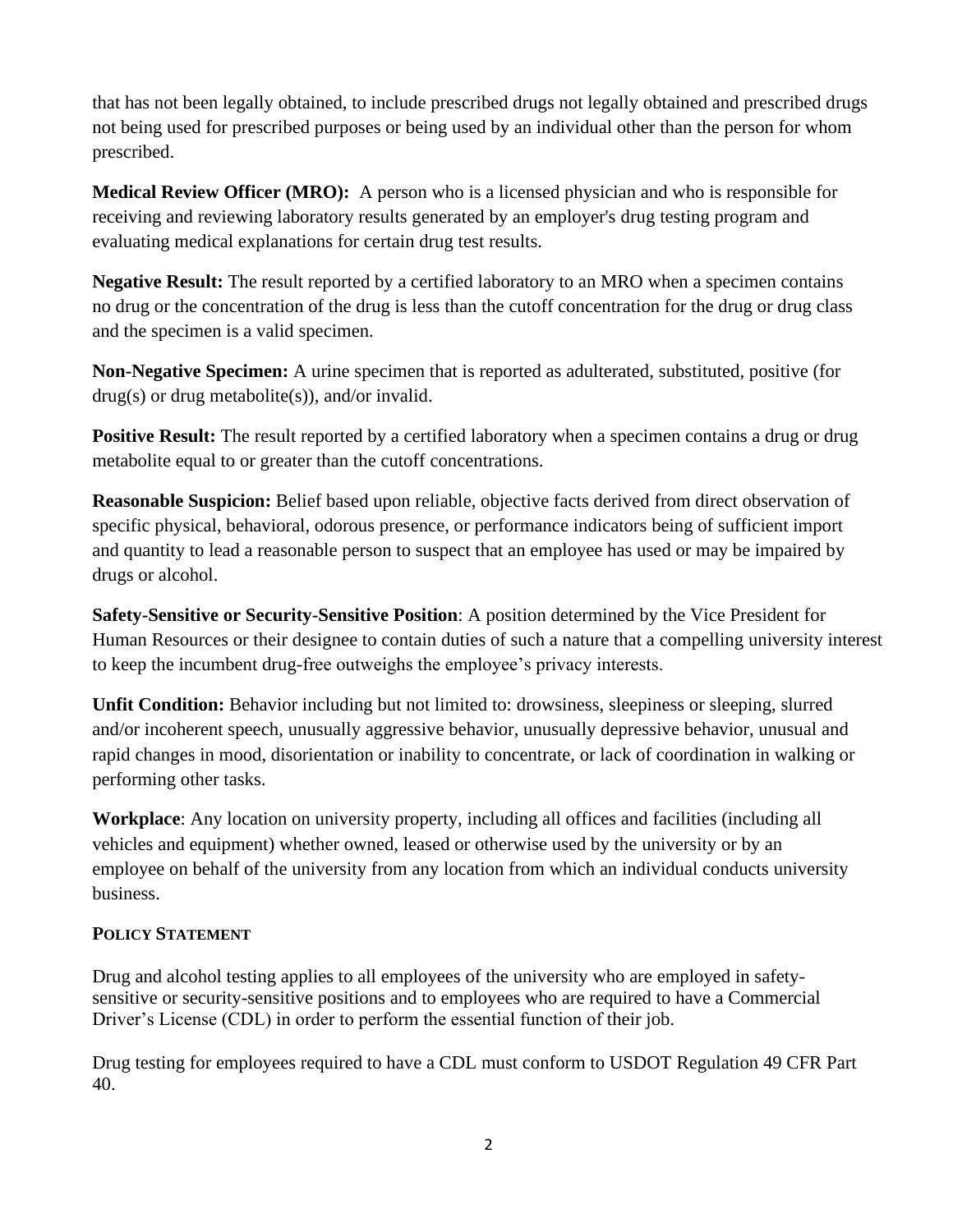that has not been legally obtained, to include prescribed drugs not legally obtained and prescribed drugs not being used for prescribed purposes or being used by an individual other than the person for whom prescribed.

**Medical Review Officer (MRO):** A person who is a licensed physician and who is responsible for receiving and reviewing laboratory results generated by an employer's drug testing program and evaluating medical explanations for certain drug test results.

**Negative Result:** The result reported by a certified laboratory to an MRO when a specimen contains no drug or the concentration of the drug is less than the cutoff concentration for the drug or drug class and the specimen is a valid specimen.

**Non-Negative Specimen:** A urine specimen that is reported as adulterated, substituted, positive (for drug(s) or drug metabolite(s)), and/or invalid.

**Positive Result:** The result reported by a certified laboratory when a specimen contains a drug or drug metabolite equal to or greater than the cutoff concentrations.

**Reasonable Suspicion:** Belief based upon reliable, objective facts derived from direct observation of specific physical, behavioral, odorous presence, or performance indicators being of sufficient import and quantity to lead a reasonable person to suspect that an employee has used or may be impaired by drugs or alcohol.

**Safety-Sensitive or Security-Sensitive Position**: A position determined by the Vice President for Human Resources or their designee to contain duties of such a nature that a compelling university interest to keep the incumbent drug-free outweighs the employee's privacy interests.

**Unfit Condition:** Behavior including but not limited to: drowsiness, sleepiness or sleeping, slurred and/or incoherent speech, unusually aggressive behavior, unusually depressive behavior, unusual and rapid changes in mood, disorientation or inability to concentrate, or lack of coordination in walking or performing other tasks.

**Workplace**: Any location on university property, including all offices and facilities (including all vehicles and equipment) whether owned, leased or otherwise used by the university or by an employee on behalf of the university from any location from which an individual conducts university business.

**POLICY STATEMENT**

Drug and alcohol testing applies to all employees of the university who are employed in safety-sensitive or security-sensitive positions and to employees who are required to have a Commercial Driver's License (CDL) in order to perform the essential function of their job.

Drug testing for employees required to have a CDL must conform to USDOT Regulation 49 CFR Part 40.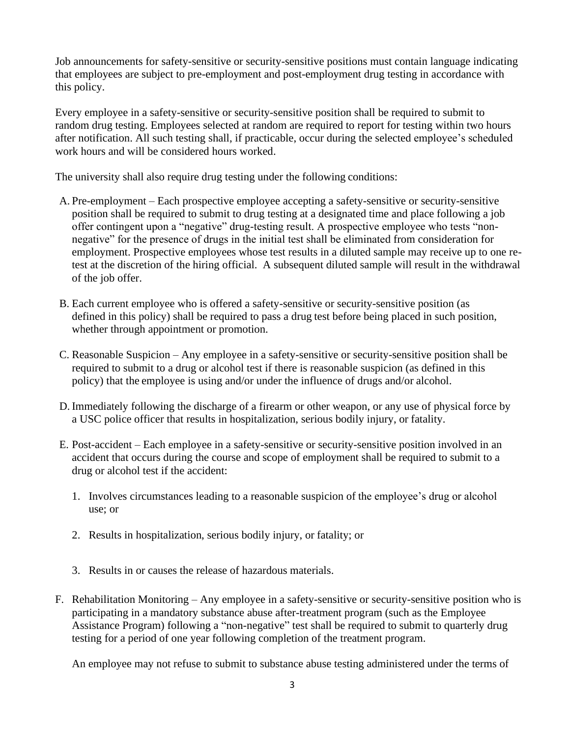Job announcements for safety-sensitive or security-sensitive positions must contain language indicating that employees are subject to pre-employment and post-employment drug testing in accordance with this policy.

Every employee in a safety-sensitive or security-sensitive position shall be required to submit to random drug testing. Employees selected at random are required to report for testing within two hours after notification. All such testing shall, if practicable, occur during the selected employee's scheduled work hours and will be considered hours worked.

The university shall also require drug testing under the following conditions:

A. Pre-employment – Each prospective employee accepting a safety-sensitive or security-sensitive position shall be required to submit to drug testing at a designated time and place following a job offer contingent upon a "negative" drug-testing result. A prospective employee who tests "non-negative" for the presence of drugs in the initial test shall be eliminated from consideration for employment. Prospective employees whose test results in a diluted sample may receive up to one re-test at the discretion of the hiring official. A subsequent diluted sample will result in the withdrawal of the job offer.

B. Each current employee who is offered a safety-sensitive or security-sensitive position (as defined in this policy) shall be required to pass a drug test before being placed in such position, whether through appointment or promotion.

C. Reasonable Suspicion – Any employee in a safety-sensitive or security-sensitive position shall be required to submit to a drug or alcohol test if there is reasonable suspicion (as defined in this policy) that the employee is using and/or under the influence of drugs and/or alcohol.

D. Immediately following the discharge of a firearm or other weapon, or any use of physical force by a USC police officer that results in hospitalization, serious bodily injury, or fatality.

E. Post-accident – Each employee in a safety-sensitive or security-sensitive position involved in an accident that occurs during the course and scope of employment shall be required to submit to a drug or alcohol test if the accident:

   1. Involves circumstances leading to a reasonable suspicion of the employee's drug or alcohol use; or

   2. Results in hospitalization, serious bodily injury, or fatality; or

   3. Results in or causes the release of hazardous materials.

F. Rehabilitation Monitoring – Any employee in a safety-sensitive or security-sensitive position who is participating in a mandatory substance abuse after-treatment program (such as the Employee Assistance Program) following a "non-negative" test shall be required to submit to quarterly drug testing for a period of one year following completion of the treatment program.

   An employee may not refuse to submit to substance abuse testing administered under the terms of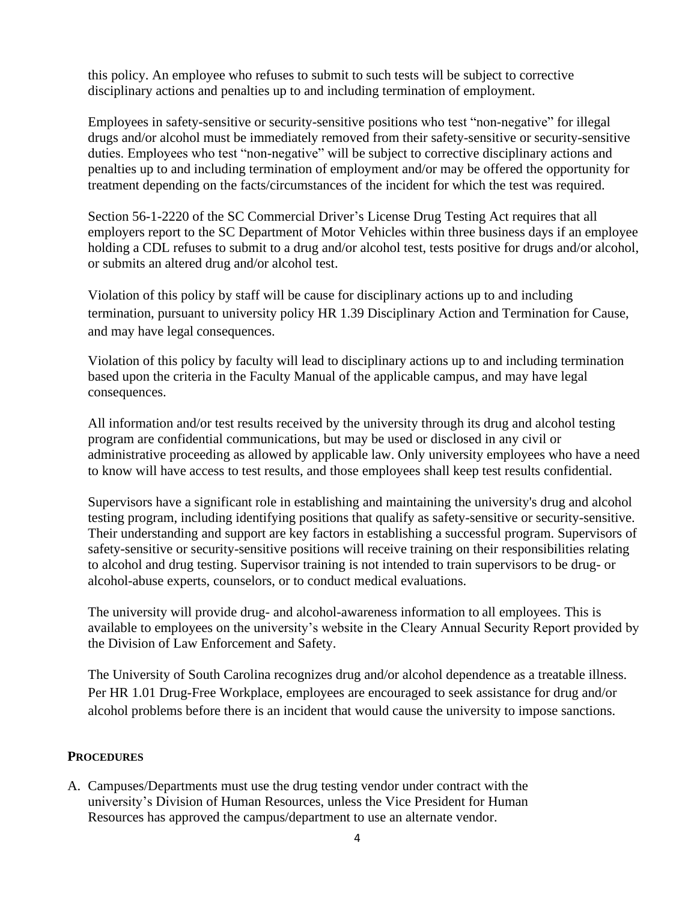this policy. An employee who refuses to submit to such tests will be subject to corrective disciplinary actions and penalties up to and including termination of employment.

Employees in safety-sensitive or security-sensitive positions who test "non-negative" for illegal drugs and/or alcohol must be immediately removed from their safety-sensitive or security-sensitive duties. Employees who test "non-negative" will be subject to corrective disciplinary actions and penalties up to and including termination of employment and/or may be offered the opportunity for treatment depending on the facts/circumstances of the incident for which the test was required.

Section 56-1-2220 of the SC Commercial Driver's License Drug Testing Act requires that all employers report to the SC Department of Motor Vehicles within three business days if an employee holding a CDL refuses to submit to a drug and/or alcohol test, tests positive for drugs and/or alcohol, or submits an altered drug and/or alcohol test.

Violation of this policy by staff will be cause for disciplinary actions up to and including termination, pursuant to university policy HR 1.39 Disciplinary Action and Termination for Cause, and may have legal consequences.

Violation of this policy by faculty will lead to disciplinary actions up to and including termination based upon the criteria in the Faculty Manual of the applicable campus, and may have legal consequences.

All information and/or test results received by the university through its drug and alcohol testing program are confidential communications, but may be used or disclosed in any civil or administrative proceeding as allowed by applicable law. Only university employees who have a need to know will have access to test results, and those employees shall keep test results confidential.

Supervisors have a significant role in establishing and maintaining the university's drug and alcohol testing program, including identifying positions that qualify as safety-sensitive or security-sensitive. Their understanding and support are key factors in establishing a successful program. Supervisors of safety-sensitive or security-sensitive positions will receive training on their responsibilities relating to alcohol and drug testing. Supervisor training is not intended to train supervisors to be drug- or alcohol-abuse experts, counselors, or to conduct medical evaluations.

The university will provide drug- and alcohol-awareness information to all employees. This is available to employees on the university's website in the Cleary Annual Security Report provided by the Division of Law Enforcement and Safety.

The University of South Carolina recognizes drug and/or alcohol dependence as a treatable illness. Per HR 1.01 Drug-Free Workplace, employees are encouraged to seek assistance for drug and/or alcohol problems before there is an incident that would cause the university to impose sanctions.

## PROCEDURES

A. Campuses/Departments must use the drug testing vendor under contract with the university's Division of Human Resources, unless the Vice President for Human Resources has approved the campus/department to use an alternate vendor.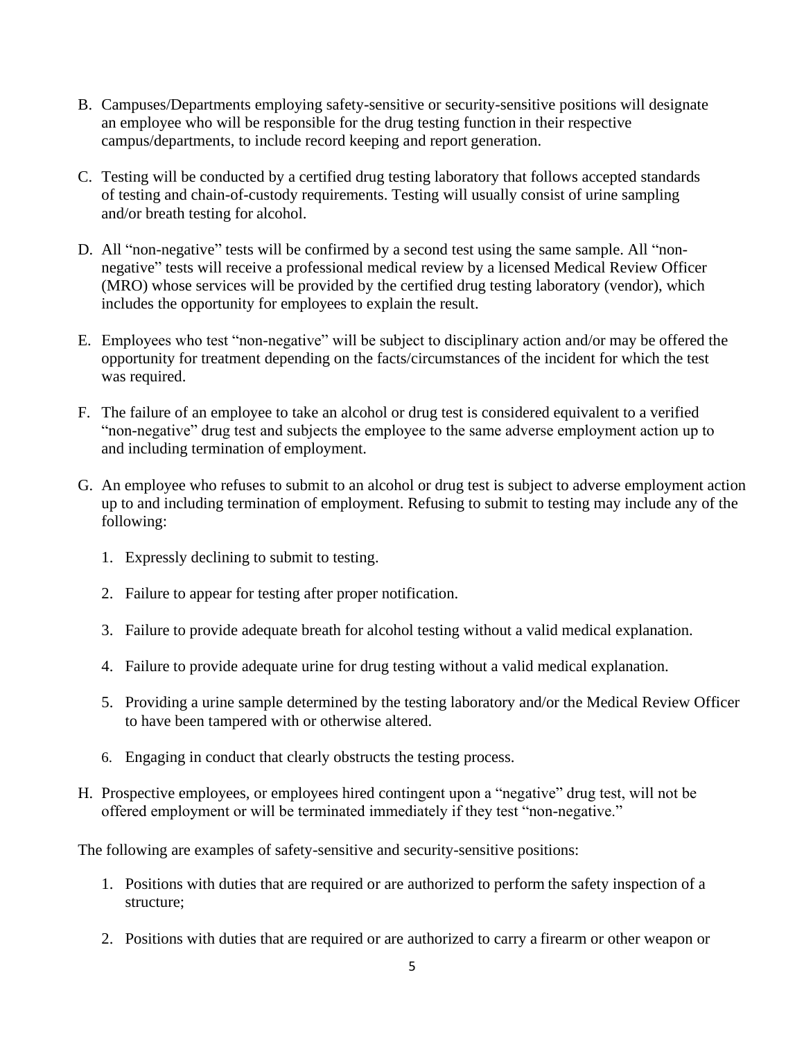B. Campuses/Departments employing safety-sensitive or security-sensitive positions will designate an employee who will be responsible for the drug testing function in their respective campus/departments, to include record keeping and report generation.

C. Testing will be conducted by a certified drug testing laboratory that follows accepted standards of testing and chain-of-custody requirements. Testing will usually consist of urine sampling and/or breath testing for alcohol.

D. All "non-negative" tests will be confirmed by a second test using the same sample. All "non-negative" tests will receive a professional medical review by a licensed Medical Review Officer (MRO) whose services will be provided by the certified drug testing laboratory (vendor), which includes the opportunity for employees to explain the result.

E. Employees who test "non-negative" will be subject to disciplinary action and/or may be offered the opportunity for treatment depending on the facts/circumstances of the incident for which the test was required.

F. The failure of an employee to take an alcohol or drug test is considered equivalent to a verified "non-negative" drug test and subjects the employee to the same adverse employment action up to and including termination of employment.

G. An employee who refuses to submit to an alcohol or drug test is subject to adverse employment action up to and including termination of employment. Refusing to submit to testing may include any of the following:

   1. Expressly declining to submit to testing.

   2. Failure to appear for testing after proper notification.

   3. Failure to provide adequate breath for alcohol testing without a valid medical explanation.

   4. Failure to provide adequate urine for drug testing without a valid medical explanation.

   5. Providing a urine sample determined by the testing laboratory and/or the Medical Review Officer to have been tampered with or otherwise altered.

   6. Engaging in conduct that clearly obstructs the testing process.

H. Prospective employees, or employees hired contingent upon a "negative" drug test, will not be offered employment or will be terminated immediately if they test "non-negative."

The following are examples of safety-sensitive and security-sensitive positions:

1. Positions with duties that are required or are authorized to perform the safety inspection of a structure;

2. Positions with duties that are required or are authorized to carry a firearm or other weapon or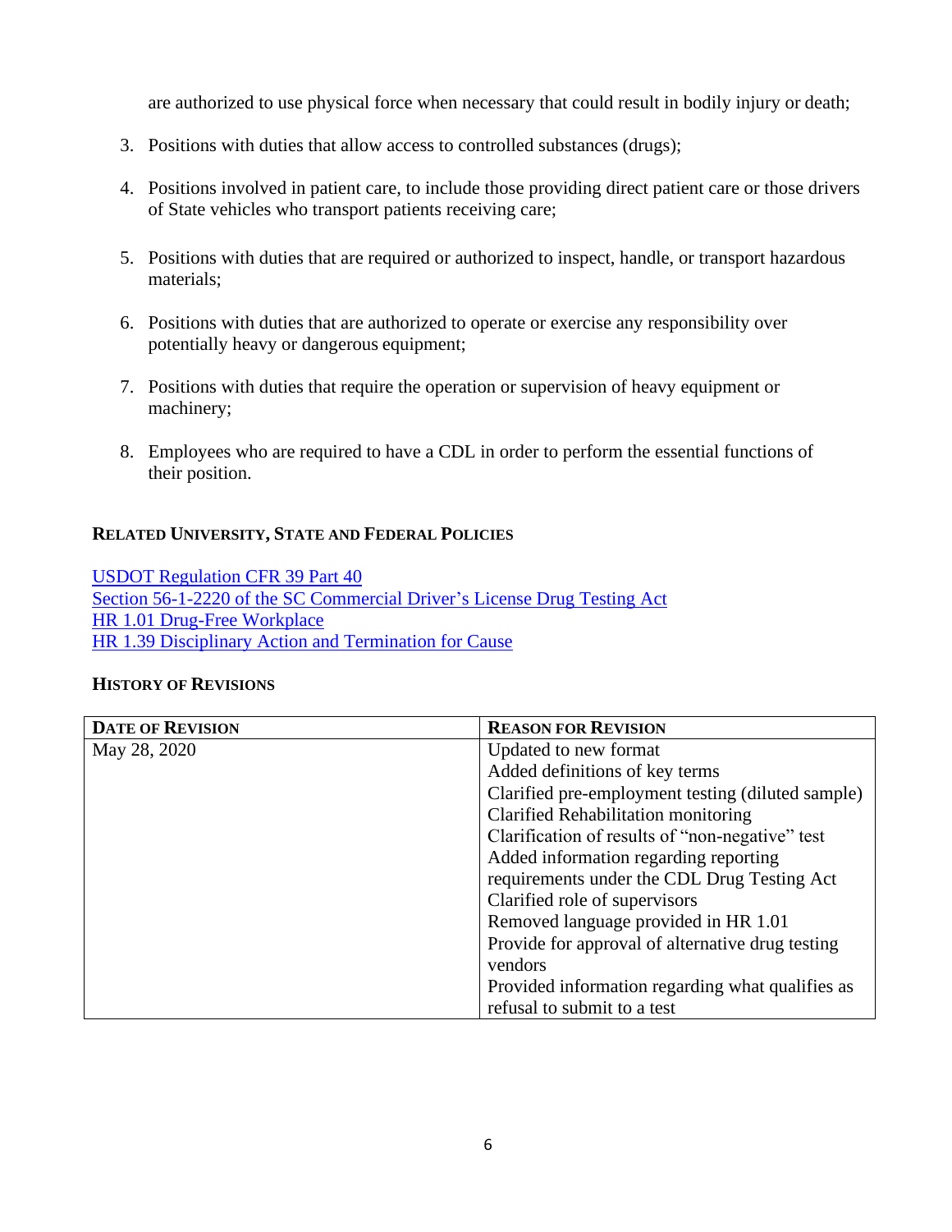are authorized to use physical force when necessary that could result in bodily injury or death;

3. Positions with duties that allow access to controlled substances (drugs);
4. Positions involved in patient care, to include those providing direct patient care or those drivers of State vehicles who transport patients receiving care;
5. Positions with duties that are required or authorized to inspect, handle, or transport hazardous materials;
6. Positions with duties that are authorized to operate or exercise any responsibility over potentially heavy or dangerous equipment;
7. Positions with duties that require the operation or supervision of heavy equipment or machinery;
8. Employees who are required to have a CDL in order to perform the essential functions of their position.

## RELATED UNIVERSITY, STATE AND FEDERAL POLICIES

[USDOT Regulation CFR 39 Part 40](#)
[Section 56-1-2220 of the SC Commercial Driver's License Drug Testing Act](#)
[HR 1.01 Drug-Free Workplace](#)
[HR 1.39 Disciplinary Action and Termination for Cause](#)

## HISTORY OF REVISIONS

| DATE OF REVISION | REASON FOR REVISION |
|---|---|
| May 28, 2020 | Updated to new format<br>Added definitions of key terms<br>Clarified pre-employment testing (diluted sample)<br>Clarified Rehabilitation monitoring<br>Clarification of results of "non-negative" test<br>Added information regarding reporting requirements under the CDL Drug Testing Act<br>Clarified role of supervisors<br>Removed language provided in HR 1.01<br>Provide for approval of alternative drug testing vendors<br>Provided information regarding what qualifies as refusal to submit to a test |